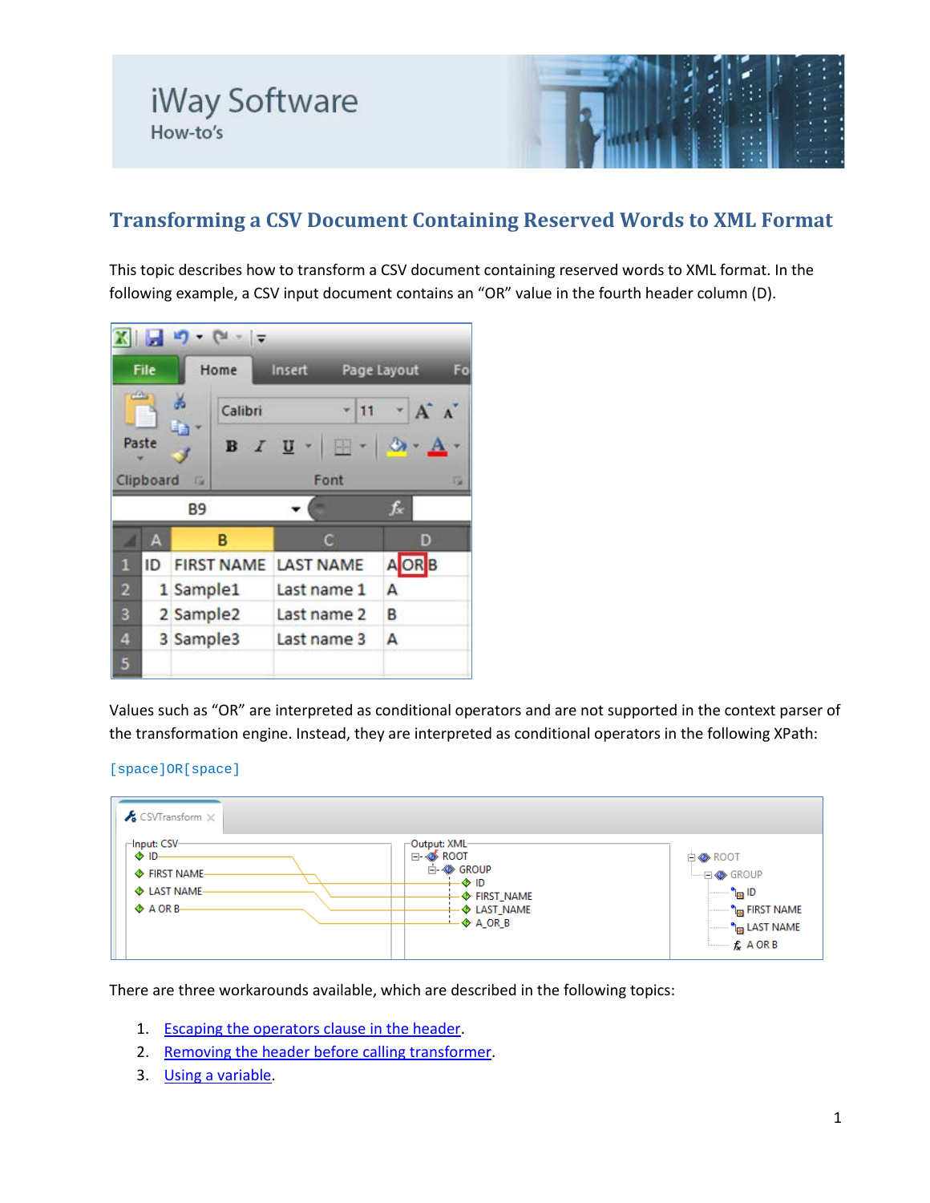## Transforming a CSV Document Containing Reserved Words to XML Format

This topic describes how to transform a CSV document containing reserved words to XML format. In the following example, a CSV input document contains an "OR" value in the fourth header column (D).

Values such as "OR" are interpreted as conditional operators and are not supported in the context parser of the transformation engine. Instead, they are interpreted as conditional operators in the following XPath:

```
[space]OR[space]
```

There are three workarounds available, which are described in the following topics:

1. Escaping the operators clause in the header.
2. Removing the header before calling transformer.
3. Using a variable.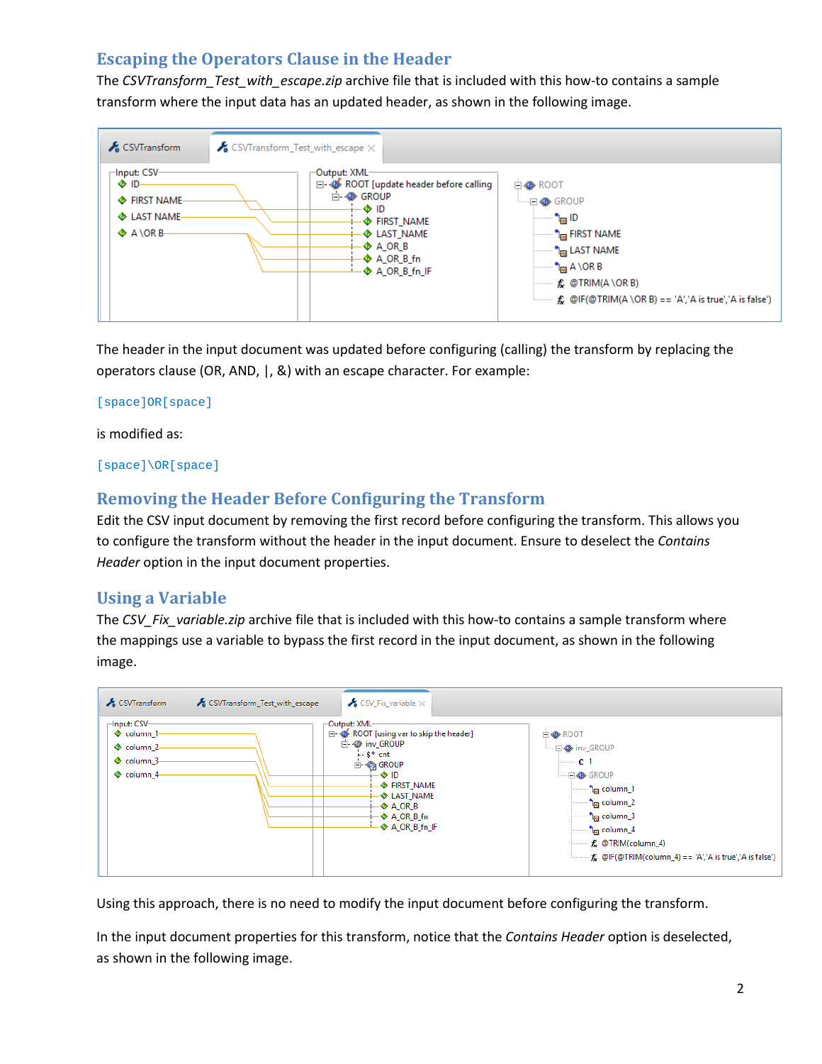## Escaping the Operators Clause in the Header

The *CSVTransform_Test_with_escape.zip* archive file that is included with this how-to contains a sample transform where the input data has an updated header, as shown in the following image.

The header in the input document was updated before configuring (calling) the transform by replacing the operators clause (OR, AND, |, &) with an escape character. For example:

```
[space]OR[space]
```

is modified as:

```
[space]\OR[space]
```

## Removing the Header Before Configuring the Transform

Edit the CSV input document by removing the first record before configuring the transform. This allows you to configure the transform without the header in the input document. Ensure to deselect the *Contains Header* option in the input document properties.

## Using a Variable

The *CSV_Fix_variable.zip* archive file that is included with this how-to contains a sample transform where the mappings use a variable to bypass the first record in the input document, as shown in the following image.

Using this approach, there is no need to modify the input document before configuring the transform.

In the input document properties for this transform, notice that the *Contains Header* option is deselected, as shown in the following image.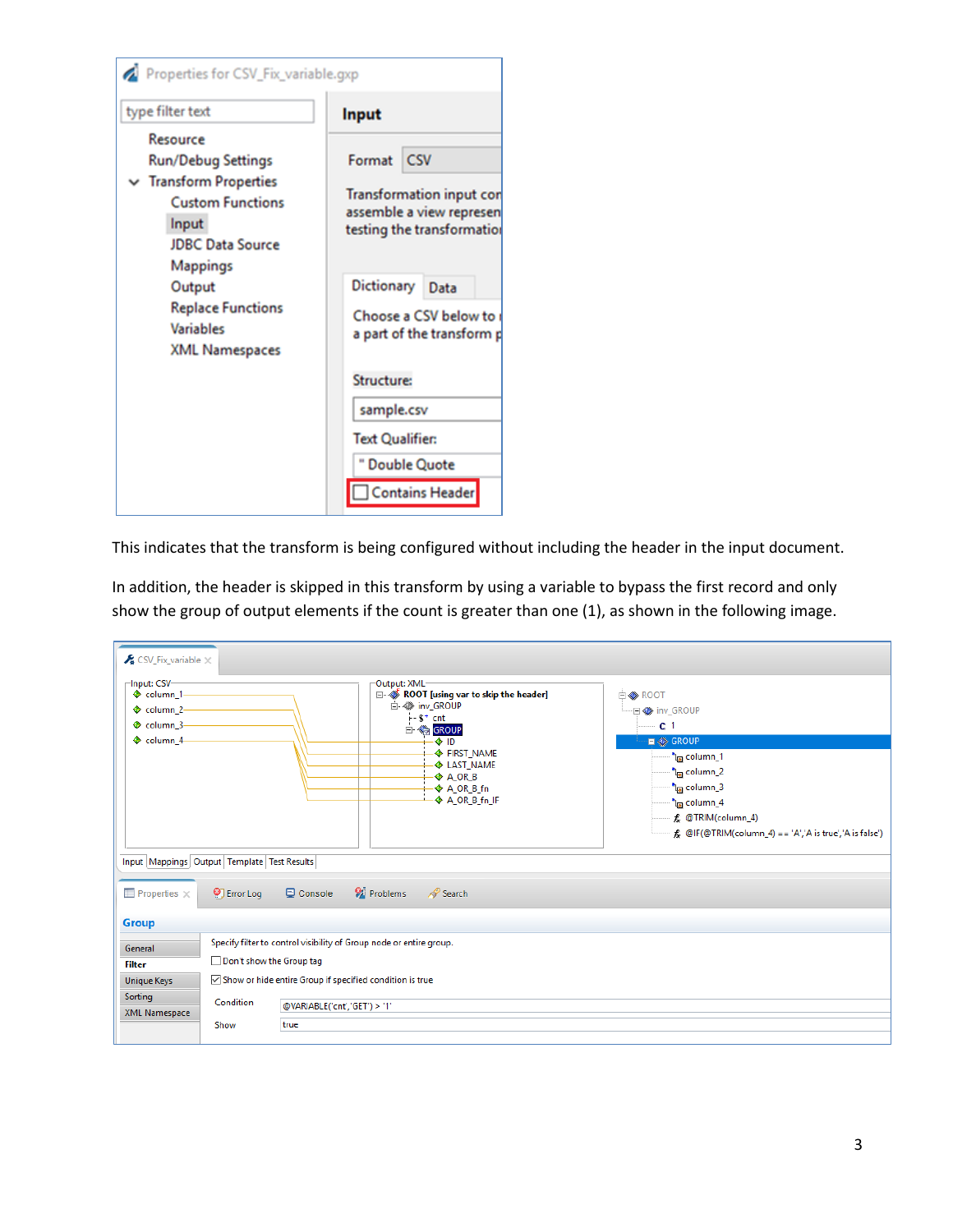This indicates that the transform is being configured without including the header in the input document.

In addition, the header is skipped in this transform by using a variable to bypass the first record and only show the group of output elements if the count is greater than one (1), as shown in the following image.